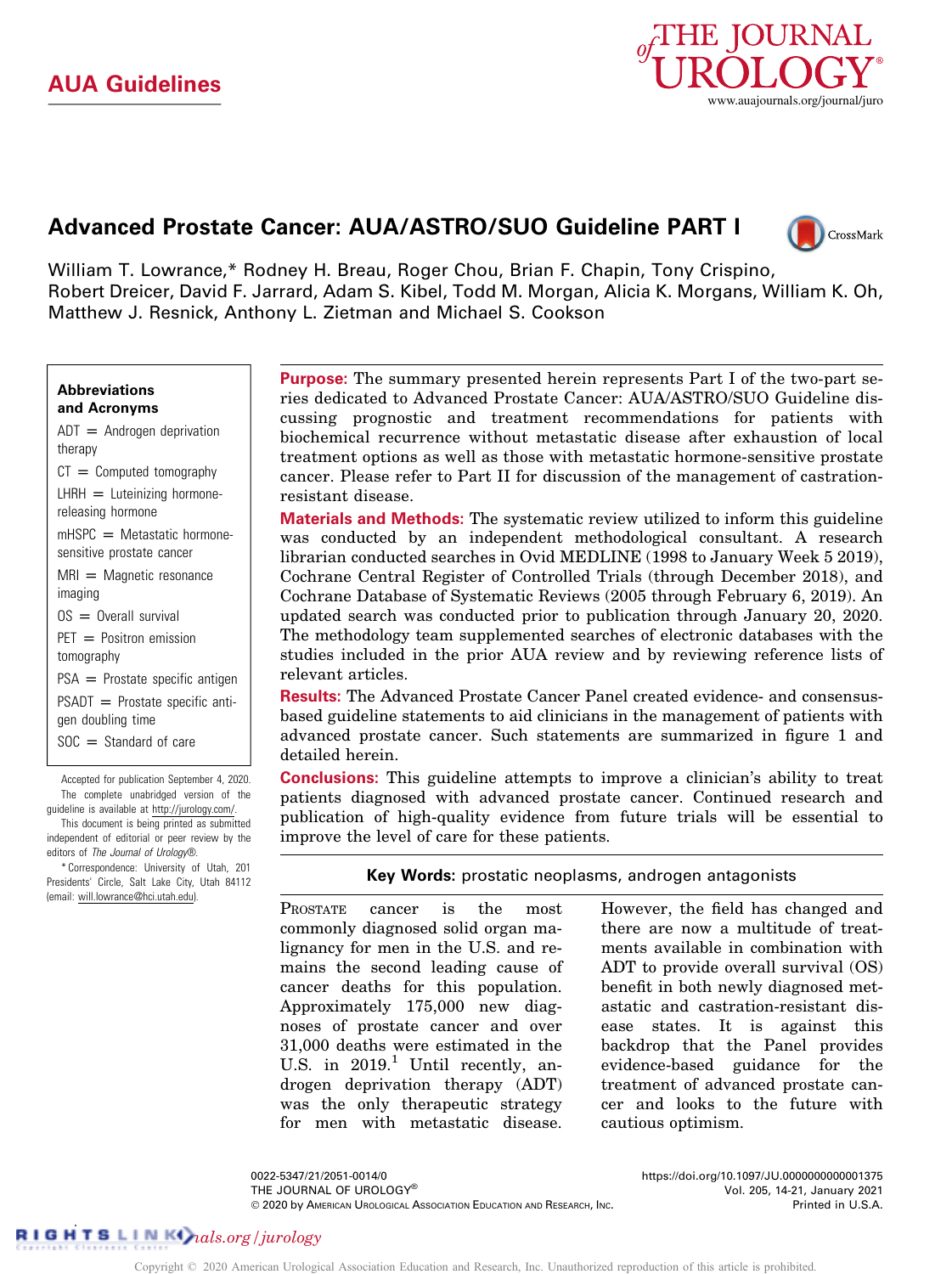AUA Guidelines

# Advanced Prostate Cancer: AUA/ASTRO/SUO Guideline PART I

William T. Lowrance,* Rodney H. Breau, Roger Chou, Brian F. Chapin, Tony Crispino, Robert Dreicer, David F. Jarrard, Adam S. Kibel, Todd M. Morgan, Alicia K. Morgans, William K. Oh, Matthew J. Resnick, Anthony L. Zietman and Michael S. Cookson

**Abbreviations and Acronyms**

ADT = Androgen deprivation therapy

CT = Computed tomography

LHRH = Luteinizing hormone-releasing hormone

mHSPC = Metastatic hormone-sensitive prostate cancer

MRI = Magnetic resonance imaging

OS = Overall survival

PET = Positron emission tomography

PSA = Prostate specific antigen

PSADT = Prostate specific antigen doubling time

SOC = Standard of care

Accepted for publication September 4, 2020.

The complete unabridged version of the guideline is available at http://jurology.com/.

This document is being printed as submitted independent of editorial or peer review by the editors of *The Journal of Urology®*.

* Correspondence: University of Utah, 201 Presidents' Circle, Salt Lake City, Utah 84112 (email: will.lowrance@hci.utah.edu).

**Purpose:** The summary presented herein represents Part I of the two-part series dedicated to Advanced Prostate Cancer: AUA/ASTRO/SUO Guideline discussing prognostic and treatment recommendations for patients with biochemical recurrence without metastatic disease after exhaustion of local treatment options as well as those with metastatic hormone-sensitive prostate cancer. Please refer to Part II for discussion of the management of castration-resistant disease.

**Materials and Methods:** The systematic review utilized to inform this guideline was conducted by an independent methodological consultant. A research librarian conducted searches in Ovid MEDLINE (1998 to January Week 5 2019), Cochrane Central Register of Controlled Trials (through December 2018), and Cochrane Database of Systematic Reviews (2005 through February 6, 2019). An updated search was conducted prior to publication through January 20, 2020. The methodology team supplemented searches of electronic databases with the studies included in the prior AUA review and by reviewing reference lists of relevant articles.

**Results:** The Advanced Prostate Cancer Panel created evidence- and consensus-based guideline statements to aid clinicians in the management of patients with advanced prostate cancer. Such statements are summarized in figure 1 and detailed herein.

**Conclusions:** This guideline attempts to improve a clinician's ability to treat patients diagnosed with advanced prostate cancer. Continued research and publication of high-quality evidence from future trials will be essential to improve the level of care for these patients.

**Key Words:** prostatic neoplasms, androgen antagonists

Prostate cancer is the most commonly diagnosed solid organ malignancy for men in the U.S. and remains the second leading cause of cancer deaths for this population. Approximately 175,000 new diagnoses of prostate cancer and over 31,000 deaths were estimated in the U.S. in 2019.[1] Until recently, androgen deprivation therapy (ADT) was the only therapeutic strategy for men with metastatic disease. However, the field has changed and there are now a multitude of treatments available in combination with ADT to provide overall survival (OS) benefit in both newly diagnosed metastatic and castration-resistant disease states. It is against this backdrop that the Panel provides evidence-based guidance for the treatment of advanced prostate cancer and looks to the future with cautious optimism.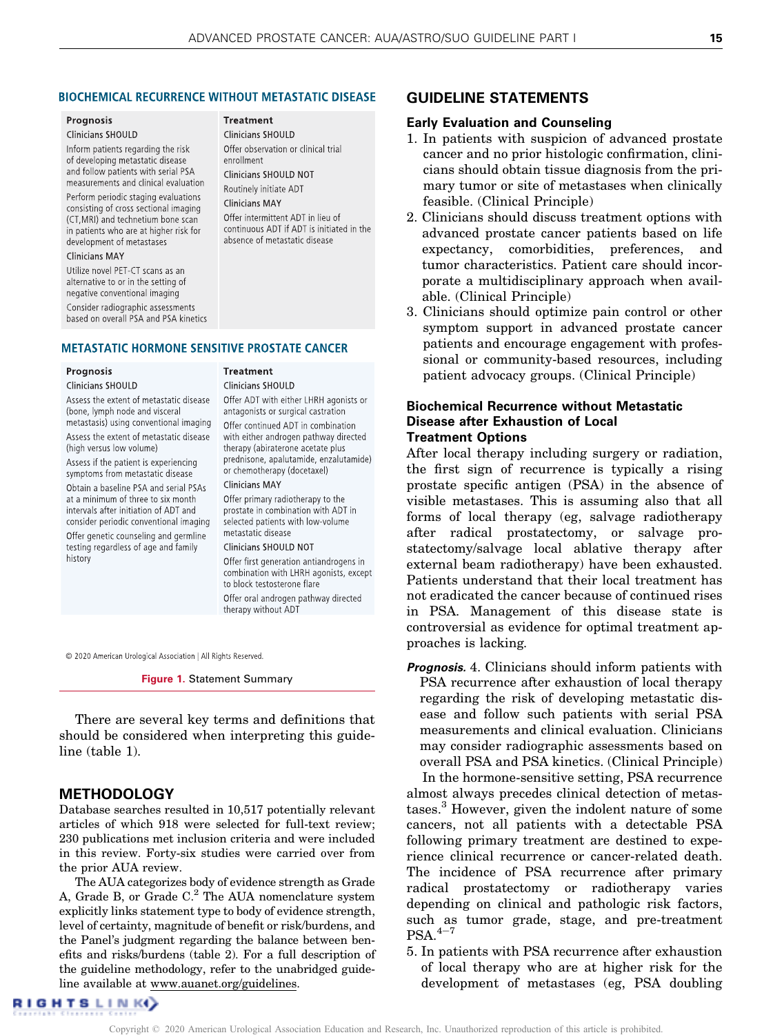**BIOCHEMICAL RECURRENCE WITHOUT METASTATIC DISEASE**

| Prognosis | Treatment |
|---|---|
| Clinicians SHOULD | Clinicians SHOULD |
| Inform patients regarding the risk of developing metastatic disease and follow patients with serial PSA measurements and clinical evaluation | Offer observation or clinical trial enrollment |
| Perform periodic staging evaluations consisting of cross sectional imaging (CT,MRI) and technetium bone scan in patients who are at higher risk for development of metastases | Clinicians SHOULD NOT |
| Clinicians MAY | Routinely initiate ADT |
| Utilize novel PET-CT scans as an alternative to or in the setting of negative conventional imaging | Clinicians MAY |
| Consider radiographic assessments based on overall PSA and PSA kinetics | Offer intermittent ADT in lieu of continuous ADT if ADT is initiated in the absence of metastatic disease |

**METASTATIC HORMONE SENSITIVE PROSTATE CANCER**

| Prognosis | Treatment |
|---|---|
| Clinicians SHOULD | Clinicians SHOULD |
| Assess the extent of metastatic disease (bone, lymph node and visceral metastasis) using conventional imaging | Offer ADT with either LHRH agonists or antagonists or surgical castration |
| Assess the extent of metastatic disease (high versus low volume) | Offer continued ADT in combination with either androgen pathway directed therapy (abiraterone acetate plus prednisone, apalutamide, enzalutamide) or chemotherapy (docetaxel) |
| Assess if the patient is experiencing symptoms from metastatic disease | Clinicians MAY |
| Obtain a baseline PSA and serial PSAs at a minimum of three to six month intervals after initiation of ADT and consider periodic conventional imaging | Offer primary radiotherapy to the prostate in combination with ADT in selected patients with low-volume metastatic disease |
| Offer genetic counseling and germline testing regardless of age and family history | Clinicians SHOULD NOT |
| | Offer first generation antiandrogens in combination with LHRH agonists, except to block testosterone flare |
| | Offer oral androgen pathway directed therapy without ADT |

© 2020 American Urological Association | All Rights Reserved.

**Figure 1.** Statement Summary

There are several key terms and definitions that should be considered when interpreting this guideline (table 1).

## METHODOLOGY

Database searches resulted in 10,517 potentially relevant articles of which 918 were selected for full-text review; 230 publications met inclusion criteria and were included in this review. Forty-six studies were carried over from the prior AUA review.

The AUA categorizes body of evidence strength as Grade A, Grade B, or Grade C.[2] The AUA nomenclature system explicitly links statement type to body of evidence strength, level of certainty, magnitude of benefit or risk/burdens, and the Panel's judgment regarding the balance between benefits and risks/burdens (table 2). For a full description of the guideline methodology, refer to the unabridged guideline available at www.auanet.org/guidelines.

## GUIDELINE STATEMENTS

### Early Evaluation and Counseling

1. In patients with suspicion of advanced prostate cancer and no prior histologic confirmation, clinicians should obtain tissue diagnosis from the primary tumor or site of metastases when clinically feasible. (Clinical Principle)
2. Clinicians should discuss treatment options with advanced prostate cancer patients based on life expectancy, comorbidities, preferences, and tumor characteristics. Patient care should incorporate a multidisciplinary approach when available. (Clinical Principle)
3. Clinicians should optimize pain control or other symptom support in advanced prostate cancer patients and encourage engagement with professional or community-based resources, including patient advocacy groups. (Clinical Principle)

### Biochemical Recurrence without Metastatic Disease after Exhaustion of Local Treatment Options

After local therapy including surgery or radiation, the first sign of recurrence is typically a rising prostate specific antigen (PSA) in the absence of visible metastases. This is assuming also that all forms of local therapy (eg, salvage radiotherapy after radical prostatectomy, or salvage prostatectomy/salvage local ablative therapy after external beam radiotherapy) have been exhausted. Patients understand that their local treatment has not eradicated the cancer because of continued rises in PSA. Management of this disease state is controversial as evidence for optimal treatment approaches is lacking.

***Prognosis.*** 4. Clinicians should inform patients with PSA recurrence after exhaustion of local therapy regarding the risk of developing metastatic disease and follow such patients with serial PSA measurements and clinical evaluation. Clinicians may consider radiographic assessments based on overall PSA and PSA kinetics. (Clinical Principle)

In the hormone-sensitive setting, PSA recurrence almost always precedes clinical detection of metastases.[3] However, given the indolent nature of some cancers, not all patients with a detectable PSA following primary treatment are destined to experience clinical recurrence or cancer-related death. The incidence of PSA recurrence after primary radical prostatectomy or radiotherapy varies depending on clinical and pathologic risk factors, such as tumor grade, stage, and pre-treatment PSA.[4–7]

5. In patients with PSA recurrence after exhaustion of local therapy who are at higher risk for the development of metastases (eg, PSA doubling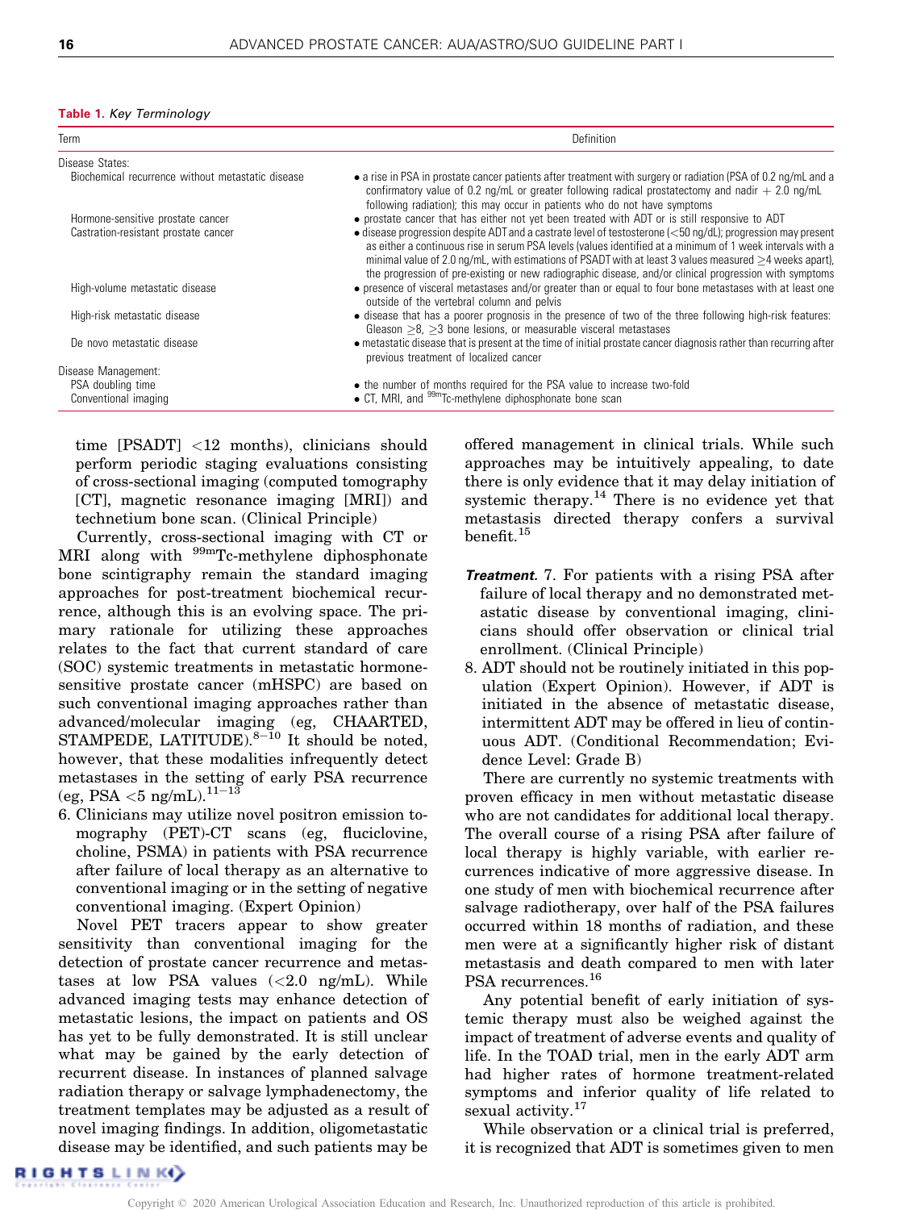**Table 1.** *Key Terminology*

| Term | Definition |
|---|---|
| Disease States: | |
| Biochemical recurrence without metastatic disease | • a rise in PSA in prostate cancer patients after treatment with surgery or radiation (PSA of 0.2 ng/mL and a confirmatory value of 0.2 ng/mL or greater following radical prostatectomy and nadir + 2.0 ng/mL following radiation); this may occur in patients who do not have symptoms |
| Hormone-sensitive prostate cancer | • prostate cancer that has either not yet been treated with ADT or is still responsive to ADT |
| Castration-resistant prostate cancer | • disease progression despite ADT and a castrate level of testosterone (<50 ng/dL); progression may present as either a continuous rise in serum PSA levels (values identified at a minimum of 1 week intervals with a minimal value of 2.0 ng/mL, with estimations of PSADT with at least 3 values measured ≥4 weeks apart), the progression of pre-existing or new radiographic disease, and/or clinical progression with symptoms |
| High-volume metastatic disease | • presence of visceral metastases and/or greater than or equal to four bone metastases with at least one outside of the vertebral column and pelvis |
| High-risk metastatic disease | • disease that has a poorer prognosis in the presence of two of the three following high-risk features: Gleason ≥8, ≥3 bone lesions, or measurable visceral metastases |
| De novo metastatic disease | • metastatic disease that is present at the time of initial prostate cancer diagnosis rather than recurring after previous treatment of localized cancer |
| Disease Management: | |
| PSA doubling time | • the number of months required for the PSA value to increase two-fold |
| Conventional imaging | • CT, MRI, and $^{99m}$Tc-methylene diphosphonate bone scan |

time [PSADT] <12 months), clinicians should perform periodic staging evaluations consisting of cross-sectional imaging (computed tomography [CT], magnetic resonance imaging [MRI]) and technetium bone scan. (Clinical Principle)

Currently, cross-sectional imaging with CT or MRI along with $^{99m}$Tc-methylene diphosphonate bone scintigraphy remain the standard imaging approaches for post-treatment biochemical recurrence, although this is an evolving space. The primary rationale for utilizing these approaches relates to the fact that current standard of care (SOC) systemic treatments in metastatic hormone-sensitive prostate cancer (mHSPC) are based on such conventional imaging approaches rather than advanced/molecular imaging (eg, CHAARTED, STAMPEDE, LATITUDE).[8–10] It should be noted, however, that these modalities infrequently detect metastases in the setting of early PSA recurrence (eg, PSA <5 ng/mL).[11–13]

6. Clinicians may utilize novel positron emission tomography (PET)-CT scans (eg, fluciclovine, choline, PSMA) in patients with PSA recurrence after failure of local therapy as an alternative to conventional imaging or in the setting of negative conventional imaging. (Expert Opinion)

Novel PET tracers appear to show greater sensitivity than conventional imaging for the detection of prostate cancer recurrence and metastases at low PSA values (<2.0 ng/mL). While advanced imaging tests may enhance detection of metastatic lesions, the impact on patients and OS has yet to be fully demonstrated. It is still unclear what may be gained by the early detection of recurrent disease. In instances of planned salvage radiation therapy or salvage lymphadenectomy, the treatment templates may be adjusted as a result of novel imaging findings. In addition, oligometastatic disease may be identified, and such patients may be offered management in clinical trials. While such approaches may be intuitively appealing, to date there is only evidence that it may delay initiation of systemic therapy.[14] There is no evidence yet that metastasis directed therapy confers a survival benefit.[15]

***Treatment.*** 7. For patients with a rising PSA after failure of local therapy and no demonstrated metastatic disease by conventional imaging, clinicians should offer observation or clinical trial enrollment. (Clinical Principle)

8. ADT should not be routinely initiated in this population (Expert Opinion). However, if ADT is initiated in the absence of metastatic disease, intermittent ADT may be offered in lieu of continuous ADT. (Conditional Recommendation; Evidence Level: Grade B)

There are currently no systemic treatments with proven efficacy in men without metastatic disease who are not candidates for additional local therapy. The overall course of a rising PSA after failure of local therapy is highly variable, with earlier recurrences indicative of more aggressive disease. In one study of men with biochemical recurrence after salvage radiotherapy, over half of the PSA failures occurred within 18 months of radiation, and these men were at a significantly higher risk of distant metastasis and death compared to men with later PSA recurrences.[16]

Any potential benefit of early initiation of systemic therapy must also be weighed against the impact of treatment of adverse events and quality of life. In the TOAD trial, men in the early ADT arm had higher rates of hormone treatment-related symptoms and inferior quality of life related to sexual activity.[17]

While observation or a clinical trial is preferred, it is recognized that ADT is sometimes given to men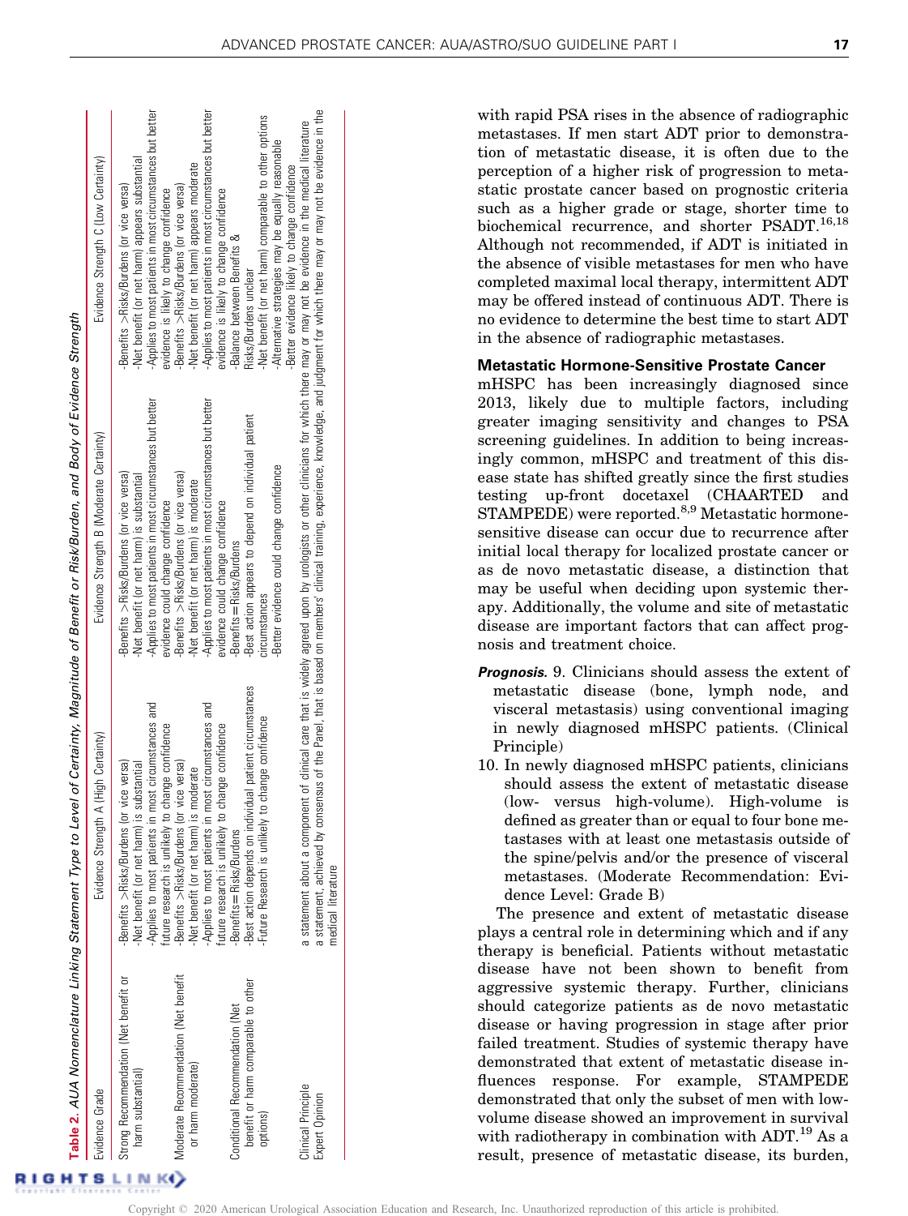**Table 2.** *AUA Nomenclature Linking Statement Type to Level of Certainty, Magnitude of Benefit or Risk/Burden, and Body of Evidence Strength*

| Evidence Grade | Evidence Strength A (High Certainty) | Evidence Strength B (Moderate Certainty) | Evidence Strength C (Low Certainty) |
|---|---|---|---|
| Strong Recommendation (Net benefit or harm substantial) | -Benefits >Risks/Burdens (or vice versa)<br>-Net benefit (or net harm) is substantial<br>-Applies to most patients in most circumstances and future research is unlikely to change confidence | -Benefits >Risks/Burdens (or vice versa)<br>-Net benefit (or net harm) is substantial<br>-Applies to most patients in most circumstances but better evidence could change confidence | -Benefits >Risks/Burdens (or vice versa)<br>-Net benefit (or net harm) appears substantial<br>-Applies to most patients in most circumstances but better evidence is likely to change confidence |
| Moderate Recommendation (Net benefit or harm moderate) | -Benefits >Risks/Burdens (or vice versa)<br>-Net benefit (or net harm) is moderate<br>-Applies to most patients in most circumstances and future research is unlikely to change confidence | -Benefits >Risks/Burdens (or vice versa)<br>-Net benefit (or net harm) is moderate<br>-Applies to most patients in most circumstances but better evidence could change confidence | -Benefits >Risks/Burdens (or vice versa)<br>-Net benefit (or net harm) appears moderate<br>-Applies to most patients in most circumstances but better evidence is likely to change confidence |
| Conditional Recommendation (Net benefit or harm comparable to other options) | -Benefits=Risks/Burdens<br>-Best action depends on individual patient circumstances<br>-Future Research is unlikely to change confidence | -Benefits=Risks/Burdens<br>-Best action appears to depend on individual patient circumstances<br>-Better evidence could change confidence | -Balance between Benefits & Risks/Burdens unclear<br>-Net benefit (or net harm) comparable to other options<br>-Alternative strategies may be equally reasonable<br>-Better evidence likely to change confidence |
| Clinical Principle | a statement about a component of clinical care that is widely agreed upon by urologists or other clinicians for which there may or may not be evidence in the medical literature | | |
| Expert Opinion | a statement, achieved by consensus of the Panel, that is based on members' clinical training, experience, knowledge, and judgment for which there may or may not be evidence in the medical literature | | |

with rapid PSA rises in the absence of radiographic metastases. If men start ADT prior to demonstration of metastatic disease, it is often due to the perception of a higher risk of progression to metastatic prostate cancer based on prognostic criteria such as a higher grade or stage, shorter time to biochemical recurrence, and shorter PSADT.[16,18] Although not recommended, if ADT is initiated in the absence of visible metastases for men who have completed maximal local therapy, intermittent ADT may be offered instead of continuous ADT. There is no evidence to determine the best time to start ADT in the absence of radiographic metastases.

## Metastatic Hormone-Sensitive Prostate Cancer

mHSPC has been increasingly diagnosed since 2013, likely due to multiple factors, including greater imaging sensitivity and changes to PSA screening guidelines. In addition to being increasingly common, mHSPC and treatment of this disease state has shifted greatly since the first studies testing up-front docetaxel (CHAARTED and STAMPEDE) were reported.[8,9] Metastatic hormone-sensitive disease can occur due to recurrence after initial local therapy for localized prostate cancer or as de novo metastatic disease, a distinction that may be useful when deciding upon systemic therapy. Additionally, the volume and site of metastatic disease are important factors that can affect prognosis and treatment choice.

***Prognosis.*** 9. Clinicians should assess the extent of metastatic disease (bone, lymph node, and visceral metastasis) using conventional imaging in newly diagnosed mHSPC patients. (Clinical Principle)

10. In newly diagnosed mHSPC patients, clinicians should assess the extent of metastatic disease (low- versus high-volume). High-volume is defined as greater than or equal to four bone metastases with at least one metastasis outside of the spine/pelvis and/or the presence of visceral metastases. (Moderate Recommendation: Evidence Level: Grade B)

The presence and extent of metastatic disease plays a central role in determining which and if any therapy is beneficial. Patients without metastatic disease have not been shown to benefit from aggressive systemic therapy. Further, clinicians should categorize patients as de novo metastatic disease or having progression in stage after prior failed treatment. Studies of systemic therapy have demonstrated that extent of metastatic disease influences response. For example, STAMPEDE demonstrated that only the subset of men with low-volume disease showed an improvement in survival with radiotherapy in combination with ADT.[19] As a result, presence of metastatic disease, its burden,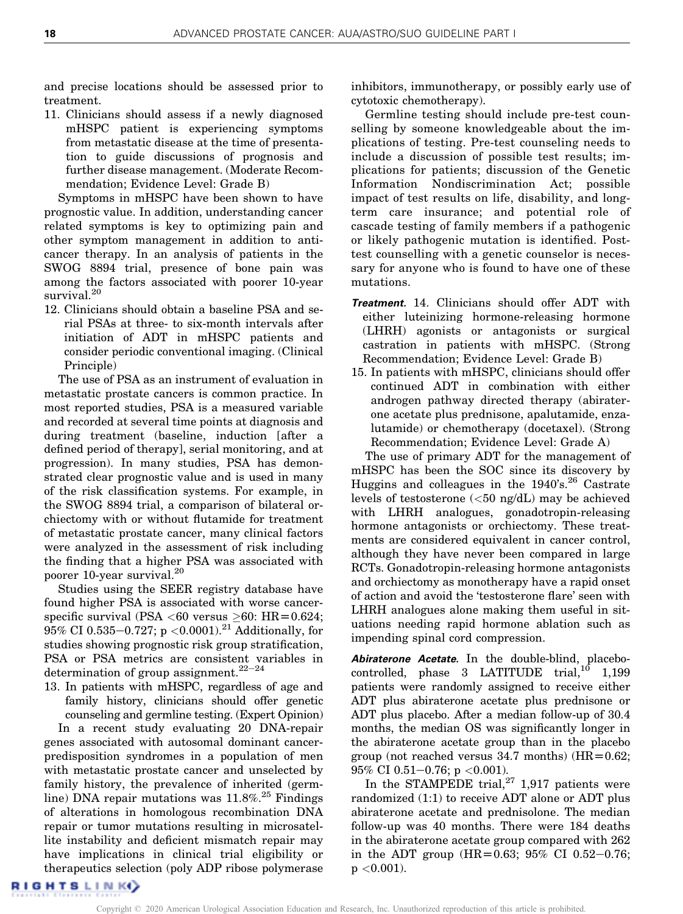and precise locations should be assessed prior to treatment.

11. Clinicians should assess if a newly diagnosed mHSPC patient is experiencing symptoms from metastatic disease at the time of presentation to guide discussions of prognosis and further disease management. (Moderate Recommendation; Evidence Level: Grade B)

Symptoms in mHSPC have been shown to have prognostic value. In addition, understanding cancer related symptoms is key to optimizing pain and other symptom management in addition to anticancer therapy. In an analysis of patients in the SWOG 8894 trial, presence of bone pain was among the factors associated with poorer 10-year survival.[20]

12. Clinicians should obtain a baseline PSA and serial PSAs at three- to six-month intervals after initiation of ADT in mHSPC patients and consider periodic conventional imaging. (Clinical Principle)

The use of PSA as an instrument of evaluation in metastatic prostate cancers is common practice. In most reported studies, PSA is a measured variable and recorded at several time points at diagnosis and during treatment (baseline, induction [after a defined period of therapy], serial monitoring, and at progression). In many studies, PSA has demonstrated clear prognostic value and is used in many of the risk classification systems. For example, in the SWOG 8894 trial, a comparison of bilateral orchiectomy with or without flutamide for treatment of metastatic prostate cancer, many clinical factors were analyzed in the assessment of risk including the finding that a higher PSA was associated with poorer 10-year survival.[20]

Studies using the SEER registry database have found higher PSA is associated with worse cancer-specific survival (PSA $<60$ versus $\geq 60$: HR$=0.624$; 95% CI 0.535−0.727; $p < 0.0001$).[21] Additionally, for studies showing prognostic risk group stratification, PSA or PSA metrics are consistent variables in determination of group assignment.[22−24]

13. In patients with mHSPC, regardless of age and family history, clinicians should offer genetic counseling and germline testing. (Expert Opinion)

In a recent study evaluating 20 DNA-repair genes associated with autosomal dominant cancer-predisposition syndromes in a population of men with metastatic prostate cancer and unselected by family history, the prevalence of inherited (germline) DNA repair mutations was 11.8%.[25] Findings of alterations in homologous recombination DNA repair or tumor mutations resulting in microsatellite instability and deficient mismatch repair may have implications in clinical trial eligibility or therapeutics selection (poly ADP ribose polymerase inhibitors, immunotherapy, or possibly early use of cytotoxic chemotherapy).

Germline testing should include pre-test counselling by someone knowledgeable about the implications of testing. Pre-test counseling needs to include a discussion of possible test results; implications for patients; discussion of the Genetic Information Nondiscrimination Act; possible impact of test results on life, disability, and long-term care insurance; and potential role of cascade testing of family members if a pathogenic or likely pathogenic mutation is identified. Post-test counselling with a genetic counselor is necessary for anyone who is found to have one of these mutations.

***Treatment.*** 14. Clinicians should offer ADT with either luteinizing hormone-releasing hormone (LHRH) agonists or antagonists or surgical castration in patients with mHSPC. (Strong Recommendation; Evidence Level: Grade B)

15. In patients with mHSPC, clinicians should offer continued ADT in combination with either androgen pathway directed therapy (abiraterone acetate plus prednisone, apalutamide, enzalutamide) or chemotherapy (docetaxel). (Strong Recommendation; Evidence Level: Grade A)

The use of primary ADT for the management of mHSPC has been the SOC since its discovery by Huggins and colleagues in the 1940's.[26] Castrate levels of testosterone (<50 ng/dL) may be achieved with LHRH analogues, gonadotropin-releasing hormone antagonists or orchiectomy. These treatments are considered equivalent in cancer control, although they have never been compared in large RCTs. Gonadotropin-releasing hormone antagonists and orchiectomy as monotherapy have a rapid onset of action and avoid the 'testosterone flare' seen with LHRH analogues alone making them useful in situations needing rapid hormone ablation such as impending spinal cord compression.

***Abiraterone Acetate.*** In the double-blind, placebo-controlled, phase 3 LATITUDE trial,[10] 1,199 patients were randomly assigned to receive either ADT plus abiraterone acetate plus prednisone or ADT plus placebo. After a median follow-up of 30.4 months, the median OS was significantly longer in the abiraterone acetate group than in the placebo group (not reached versus 34.7 months) (HR$=0.62$; 95% CI 0.51−0.76; $p < 0.001$).

In the STAMPEDE trial,[27] 1,917 patients were randomized (1:1) to receive ADT alone or ADT plus abiraterone acetate and prednisolone. The median follow-up was 40 months. There were 184 deaths in the abiraterone acetate group compared with 262 in the ADT group (HR$=0.63$; 95% CI 0.52−0.76; $p < 0.001$).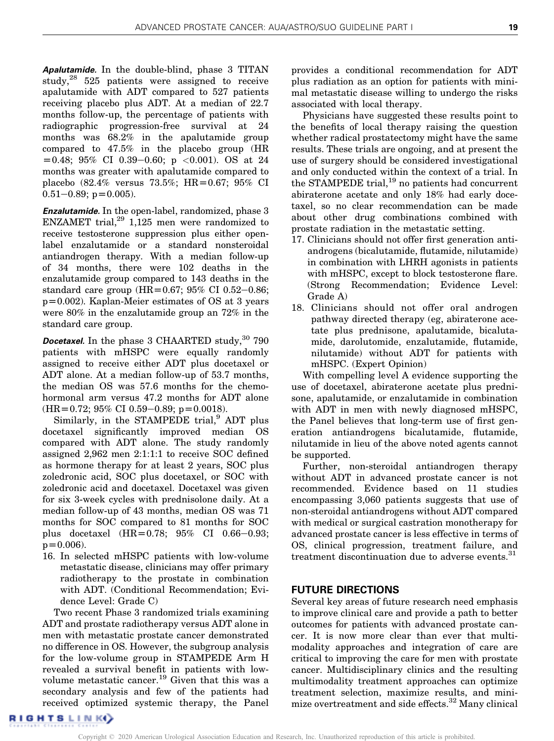***Apalutamide.*** In the double-blind, phase 3 TITAN study,[28] 525 patients were assigned to receive apalutamide with ADT compared to 527 patients receiving placebo plus ADT. At a median of 22.7 months follow-up, the percentage of patients with radiographic progression-free survival at 24 months was 68.2% in the apalutamide group compared to 47.5% in the placebo group (HR =0.48; 95% CI 0.39–0.60; p <0.001). OS at 24 months was greater with apalutamide compared to placebo (82.4% versus 73.5%; HR=0.67; 95% CI 0.51–0.89; p=0.005).

***Enzalutamide.*** In the open-label, randomized, phase 3 ENZAMET trial,[29] 1,125 men were randomized to receive testosterone suppression plus either open-label enzalutamide or a standard nonsteroidal antiandrogen therapy. With a median follow-up of 34 months, there were 102 deaths in the enzalutamide group compared to 143 deaths in the standard care group (HR=0.67; 95% CI 0.52–0.86; p=0.002). Kaplan-Meier estimates of OS at 3 years were 80% in the enzalutamide group an 72% in the standard care group.

***Docetaxel.*** In the phase 3 CHAARTED study,[30] 790 patients with mHSPC were equally randomly assigned to receive either ADT plus docetaxel or ADT alone. At a median follow-up of 53.7 months, the median OS was 57.6 months for the chemohormonal arm versus 47.2 months for ADT alone (HR=0.72; 95% CI 0.59–0.89; p=0.0018).

Similarly, in the STAMPEDE trial,[9] ADT plus docetaxel significantly improved median OS compared with ADT alone. The study randomly assigned 2,962 men 2:1:1:1 to receive SOC defined as hormone therapy for at least 2 years, SOC plus zoledronic acid, SOC plus docetaxel, or SOC with zoledronic acid and docetaxel. Docetaxel was given for six 3-week cycles with prednisolone daily. At a median follow-up of 43 months, median OS was 71 months for SOC compared to 81 months for SOC plus docetaxel (HR=0.78; 95% CI 0.66–0.93; p=0.006).

16. In selected mHSPC patients with low-volume metastatic disease, clinicians may offer primary radiotherapy to the prostate in combination with ADT. (Conditional Recommendation; Evidence Level: Grade C)

Two recent Phase 3 randomized trials examining ADT and prostate radiotherapy versus ADT alone in men with metastatic prostate cancer demonstrated no difference in OS. However, the subgroup analysis for the low-volume group in STAMPEDE Arm H revealed a survival benefit in patients with low-volume metastatic cancer.[19] Given that this was a secondary analysis and few of the patients had received optimized systemic therapy, the Panel provides a conditional recommendation for ADT plus radiation as an option for patients with minimal metastatic disease willing to undergo the risks associated with local therapy.

Physicians have suggested these results point to the benefits of local therapy raising the question whether radical prostatectomy might have the same results. These trials are ongoing, and at present the use of surgery should be considered investigational and only conducted within the context of a trial. In the STAMPEDE trial,[19] no patients had concurrent abiraterone acetate and only 18% had early docetaxel, so no clear recommendation can be made about other drug combinations combined with prostate radiation in the metastatic setting.

17. Clinicians should not offer first generation antiandrogens (bicalutamide, flutamide, nilutamide) in combination with LHRH agonists in patients with mHSPC, except to block testosterone flare. (Strong Recommendation; Evidence Level: Grade A)
18. Clinicians should not offer oral androgen pathway directed therapy (eg, abiraterone acetate plus prednisone, apalutamide, bicalutamide, darolutomide, enzalutamide, flutamide, nilutamide) without ADT for patients with mHSPC. (Expert Opinion)

With compelling level A evidence supporting the use of docetaxel, abiraterone acetate plus prednisone, apalutamide, or enzalutamide in combination with ADT in men with newly diagnosed mHSPC, the Panel believes that long-term use of first generation antiandrogens bicalutamide, flutamide, nilutamide in lieu of the above noted agents cannot be supported.

Further, non-steroidal antiandrogen therapy without ADT in advanced prostate cancer is not recommended. Evidence based on 11 studies encompassing 3,060 patients suggests that use of non-steroidal antiandrogens without ADT compared with medical or surgical castration monotherapy for advanced prostate cancer is less effective in terms of OS, clinical progression, treatment failure, and treatment discontinuation due to adverse events.[31]

## FUTURE DIRECTIONS

Several key areas of future research need emphasis to improve clinical care and provide a path to better outcomes for patients with advanced prostate cancer. It is now more clear than ever that multimodality approaches and integration of care are critical to improving the care for men with prostate cancer. Multidisciplinary clinics and the resulting multimodality treatment approaches can optimize treatment selection, maximize results, and minimize overtreatment and side effects.[32] Many clinical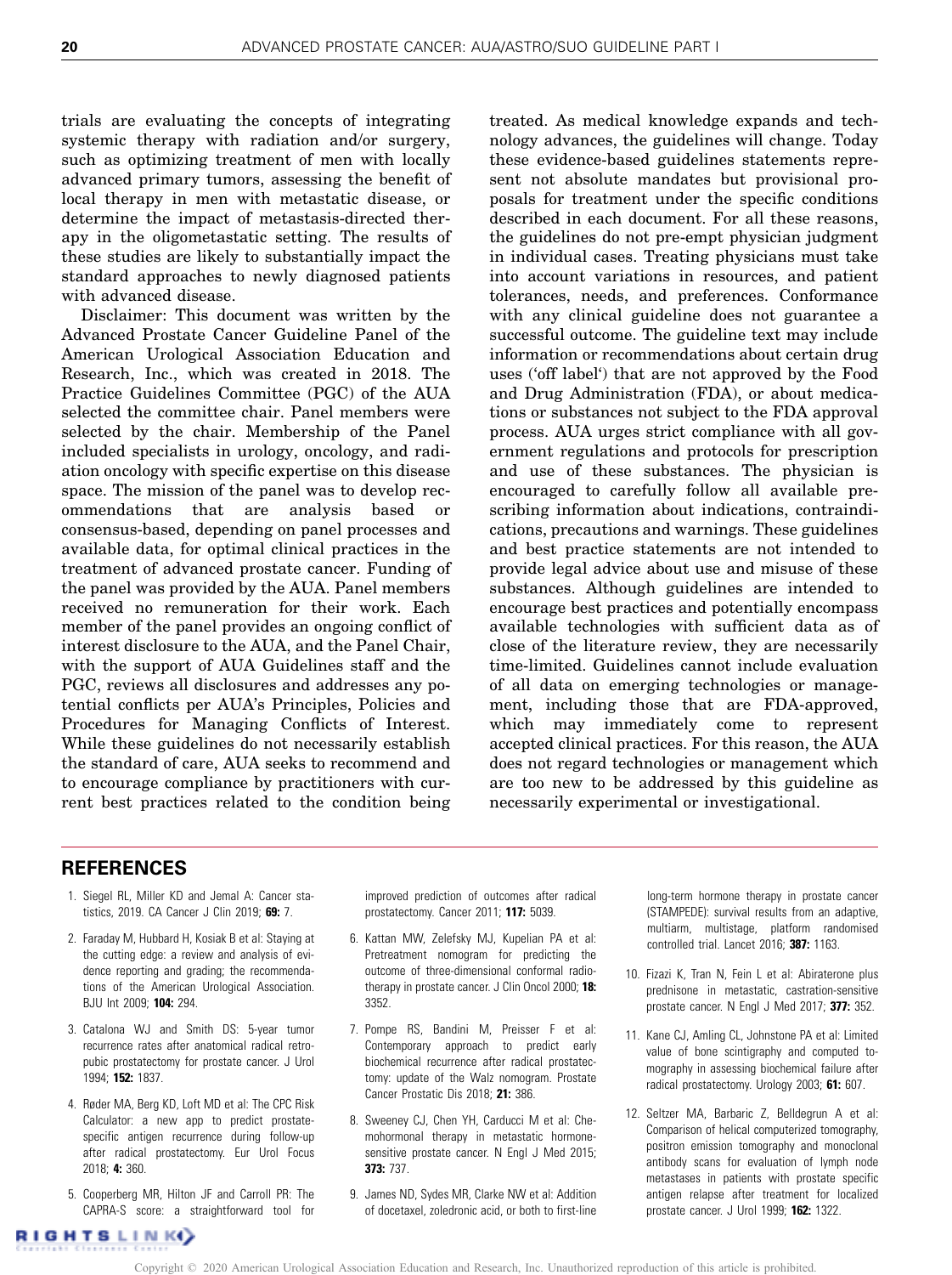trials are evaluating the concepts of integrating systemic therapy with radiation and/or surgery, such as optimizing treatment of men with locally advanced primary tumors, assessing the benefit of local therapy in men with metastatic disease, or determine the impact of metastasis-directed therapy in the oligometastatic setting. The results of these studies are likely to substantially impact the standard approaches to newly diagnosed patients with advanced disease.

Disclaimer: This document was written by the Advanced Prostate Cancer Guideline Panel of the American Urological Association Education and Research, Inc., which was created in 2018. The Practice Guidelines Committee (PGC) of the AUA selected the committee chair. Panel members were selected by the chair. Membership of the Panel included specialists in urology, oncology, and radiation oncology with specific expertise on this disease space. The mission of the panel was to develop recommendations that are analysis based or consensus-based, depending on panel processes and available data, for optimal clinical practices in the treatment of advanced prostate cancer. Funding of the panel was provided by the AUA. Panel members received no remuneration for their work. Each member of the panel provides an ongoing conflict of interest disclosure to the AUA, and the Panel Chair, with the support of AUA Guidelines staff and the PGC, reviews all disclosures and addresses any potential conflicts per AUA's Principles, Policies and Procedures for Managing Conflicts of Interest. While these guidelines do not necessarily establish the standard of care, AUA seeks to recommend and to encourage compliance by practitioners with current best practices related to the condition being treated. As medical knowledge expands and technology advances, the guidelines will change. Today these evidence-based guidelines statements represent not absolute mandates but provisional proposals for treatment under the specific conditions described in each document. For all these reasons, the guidelines do not pre-empt physician judgment in individual cases. Treating physicians must take into account variations in resources, and patient tolerances, needs, and preferences. Conformance with any clinical guideline does not guarantee a successful outcome. The guideline text may include information or recommendations about certain drug uses ('off label') that are not approved by the Food and Drug Administration (FDA), or about medications or substances not subject to the FDA approval process. AUA urges strict compliance with all government regulations and protocols for prescription and use of these substances. The physician is encouraged to carefully follow all available prescribing information about indications, contraindications, precautions and warnings. These guidelines and best practice statements are not intended to provide legal advice about use and misuse of these substances. Although guidelines are intended to encourage best practices and potentially encompass available technologies with sufficient data as of close of the literature review, they are necessarily time-limited. Guidelines cannot include evaluation of all data on emerging technologies or management, including those that are FDA-approved, which may immediately come to represent accepted clinical practices. For this reason, the AUA does not regard technologies or management which are too new to be addressed by this guideline as necessarily experimental or investigational.

## REFERENCES

1. Siegel RL, Miller KD and Jemal A: Cancer statistics, 2019. CA Cancer J Clin 2019; **69:** 7.
2. Faraday M, Hubbard H, Kosiak B et al: Staying at the cutting edge: a review and analysis of evidence reporting and grading; the recommendations of the American Urological Association. BJU Int 2009; **104:** 294.
3. Catalona WJ and Smith DS: 5-year tumor recurrence rates after anatomical radical retropubic prostatectomy for prostate cancer. J Urol 1994; **152:** 1837.
4. Røder MA, Berg KD, Loft MD et al: The CPC Risk Calculator: a new app to predict prostate-specific antigen recurrence during follow-up after radical prostatectomy. Eur Urol Focus 2018; **4:** 360.
5. Cooperberg MR, Hilton JF and Carroll PR: The CAPRA-S score: a straightforward tool for improved prediction of outcomes after radical prostatectomy. Cancer 2011; **117:** 5039.
6. Kattan MW, Zelefsky MJ, Kupelian PA et al: Pretreatment nomogram for predicting the outcome of three-dimensional conformal radiotherapy in prostate cancer. J Clin Oncol 2000; **18:** 3352.
7. Pompe RS, Bandini M, Preisser F et al: Contemporary approach to predict early biochemical recurrence after radical prostatectomy: update of the Walz nomogram. Prostate Cancer Prostatic Dis 2018; **21:** 386.
8. Sweeney CJ, Chen YH, Carducci M et al: Chemohormonal therapy in metastatic hormone-sensitive prostate cancer. N Engl J Med 2015; **373:** 737.
9. James ND, Sydes MR, Clarke NW et al: Addition of docetaxel, zoledronic acid, or both to first-line long-term hormone therapy in prostate cancer (STAMPEDE): survival results from an adaptive, multiarm, multistage, platform randomised controlled trial. Lancet 2016; **387:** 1163.
10. Fizazi K, Tran N, Fein L et al: Abiraterone plus prednisone in metastatic, castration-sensitive prostate cancer. N Engl J Med 2017; **377:** 352.
11. Kane CJ, Amling CL, Johnstone PA et al: Limited value of bone scintigraphy and computed tomography in assessing biochemical failure after radical prostatectomy. Urology 2003; **61:** 607.
12. Seltzer MA, Barbaric Z, Belldegrun A et al: Comparison of helical computerized tomography, positron emission tomography and monoclonal antibody scans for evaluation of lymph node metastases in patients with prostate specific antigen relapse after treatment for localized prostate cancer. J Urol 1999; **162:** 1322.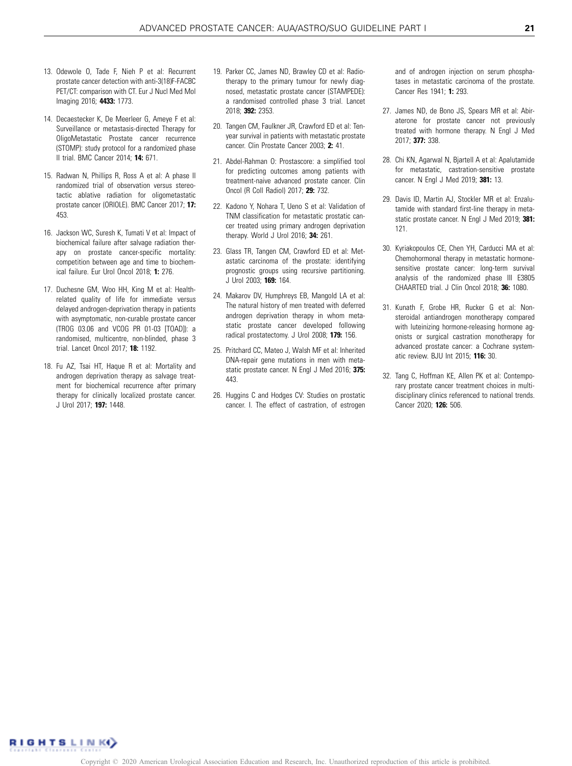13. Odewole O, Tade F, Nieh P et al: Recurrent prostate cancer detection with anti-3(18)F-FACBC PET/CT: comparison with CT. Eur J Nucl Med Mol Imaging 2016; **4433:** 1773.

14. Decaestecker K, De Meerleer G, Ameye F et al: Surveillance or metastasis-directed Therapy for OligoMetastatic Prostate cancer recurrence (STOMP): study protocol for a randomized phase II trial. BMC Cancer 2014; **14:** 671.

15. Radwan N, Phillips R, Ross A et al: A phase II randomized trial of observation versus stereotactic ablative radiation for oligometastatic prostate cancer (ORIOLE). BMC Cancer 2017; **17:** 453.

16. Jackson WC, Suresh K, Tumati V et al: Impact of biochemical failure after salvage radiation therapy on prostate cancer-specific mortality: competition between age and time to biochemical failure. Eur Urol Oncol 2018; **1:** 276.

17. Duchesne GM, Woo HH, King M et al: Health-related quality of life for immediate versus delayed androgen-deprivation therapy in patients with asymptomatic, non-curable prostate cancer (TROG 03.06 and VCOG PR 01-03 [TOAD]): a randomised, multicentre, non-blinded, phase 3 trial. Lancet Oncol 2017; **18:** 1192.

18. Fu AZ, Tsai HT, Haque R et al: Mortality and androgen deprivation therapy as salvage treatment for biochemical recurrence after primary therapy for clinically localized prostate cancer. J Urol 2017; **197:** 1448.

19. Parker CC, James ND, Brawley CD et al: Radiotherapy to the primary tumour for newly diagnosed, metastatic prostate cancer (STAMPEDE): a randomised controlled phase 3 trial. Lancet 2018; **392:** 2353.

20. Tangen CM, Faulkner JR, Crawford ED et al: Ten-year survival in patients with metastatic prostate cancer. Clin Prostate Cancer 2003; **2:** 41.

21. Abdel-Rahman O: Prostascore: a simplified tool for predicting outcomes among patients with treatment-naive advanced prostate cancer. Clin Oncol (R Coll Radiol) 2017; **29:** 732.

22. Kadono Y, Nohara T, Ueno S et al: Validation of TNM classification for metastatic prostatic cancer treated using primary androgen deprivation therapy. World J Urol 2016; **34:** 261.

23. Glass TR, Tangen CM, Crawford ED et al: Metastatic carcinoma of the prostate: identifying prognostic groups using recursive partitioning. J Urol 2003; **169:** 164.

24. Makarov DV, Humphreys EB, Mangold LA et al: The natural history of men treated with deferred androgen deprivation therapy in whom metastatic prostate cancer developed following radical prostatectomy. J Urol 2008; **179:** 156.

25. Pritchard CC, Mateo J, Walsh MF et al: Inherited DNA-repair gene mutations in men with metastatic prostate cancer. N Engl J Med 2016; **375:** 443.

26. Huggins C and Hodges CV: Studies on prostatic cancer. I. The effect of castration, of estrogen and of androgen injection on serum phosphatases in metastatic carcinoma of the prostate. Cancer Res 1941; **1:** 293.

27. James ND, de Bono JS, Spears MR et al: Abiraterone for prostate cancer not previously treated with hormone therapy. N Engl J Med 2017; **377:** 338.

28. Chi KN, Agarwal N, Bjartell A et al: Apalutamide for metastatic, castration-sensitive prostate cancer. N Engl J Med 2019; **381:** 13.

29. Davis ID, Martin AJ, Stockler MR et al: Enzalutamide with standard first-line therapy in metastatic prostate cancer. N Engl J Med 2019; **381:** 121.

30. Kyriakopoulos CE, Chen YH, Carducci MA et al: Chemohormonal therapy in metastatic hormone-sensitive prostate cancer: long-term survival analysis of the randomized phase III E3805 CHAARTED trial. J Clin Oncol 2018; **36:** 1080.

31. Kunath F, Grobe HR, Rucker G et al: Non-steroidal antiandrogen monotherapy compared with luteinizing hormone-releasing hormone agonists or surgical castration monotherapy for advanced prostate cancer: a Cochrane systematic review. BJU Int 2015; **116:** 30.

32. Tang C, Hoffman KE, Allen PK et al: Contemporary prostate cancer treatment choices in multidisciplinary clinics referenced to national trends. Cancer 2020; **126:** 506.